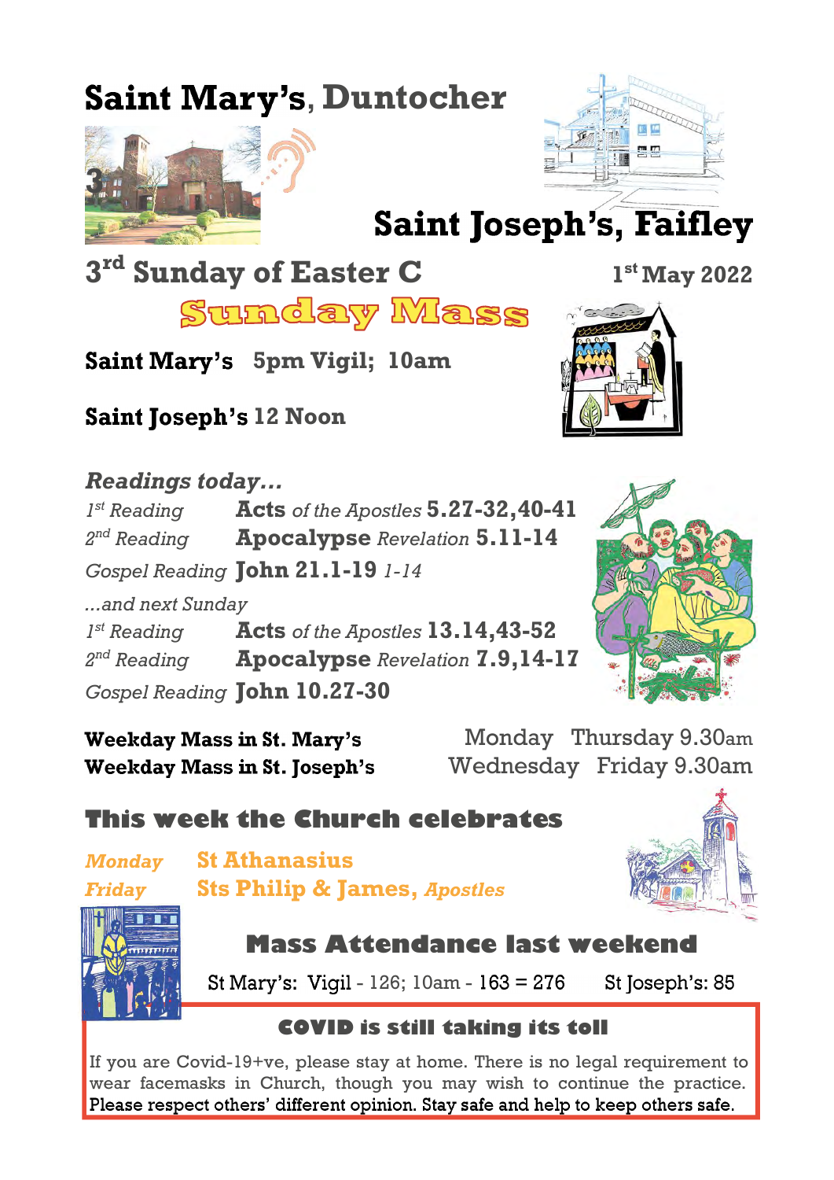# Saint Mary's, Duntocher

# Saint Joseph's, Faifley

## 3rd Sunday of Easter C

**1st May 2022**

## Sunday Mass

**Saint Mary's** 5pm Vigil; 10am

**Saint Joseph's** 12 Noon

### *Readings today…*

*1st Reading* **Acts** *of the Apostles* **5.27-32,40-41**

*2nd Reading* **Apocalypse** *Revelation* **5.11-14**

*Gospel Reading* **John 21.1-19** *1-14*

*…and next Sunday*

*1st Reading* **Acts** *of the Apostles* **13.14,43-52**

*2nd Reading* **Apocalypse** *Revelation* **7.9,14-17**

*Gospel Reading* **John 10.27-30**

**Weekday Mass in St. Mary's** Monday Thursday 9.30am

**Weekday Mass in St. Joseph's** Wednesday Friday 9.30am

## This week the Church celebrates

*Monday* **St Athanasius**

*Friday* **Sts Philip & James,** ***Apostles***

## Mass Attendance last weekend

St Mary's: Vigil - 126; 10am - 163 = 276 St Joseph's: 85

### COVID is still taking its toll

If you are Covid-19+ve, please stay at home. There is no legal requirement to wear facemasks in Church, though you may wish to continue the practice. Please respect others' different opinion. Stay safe and help to keep others safe.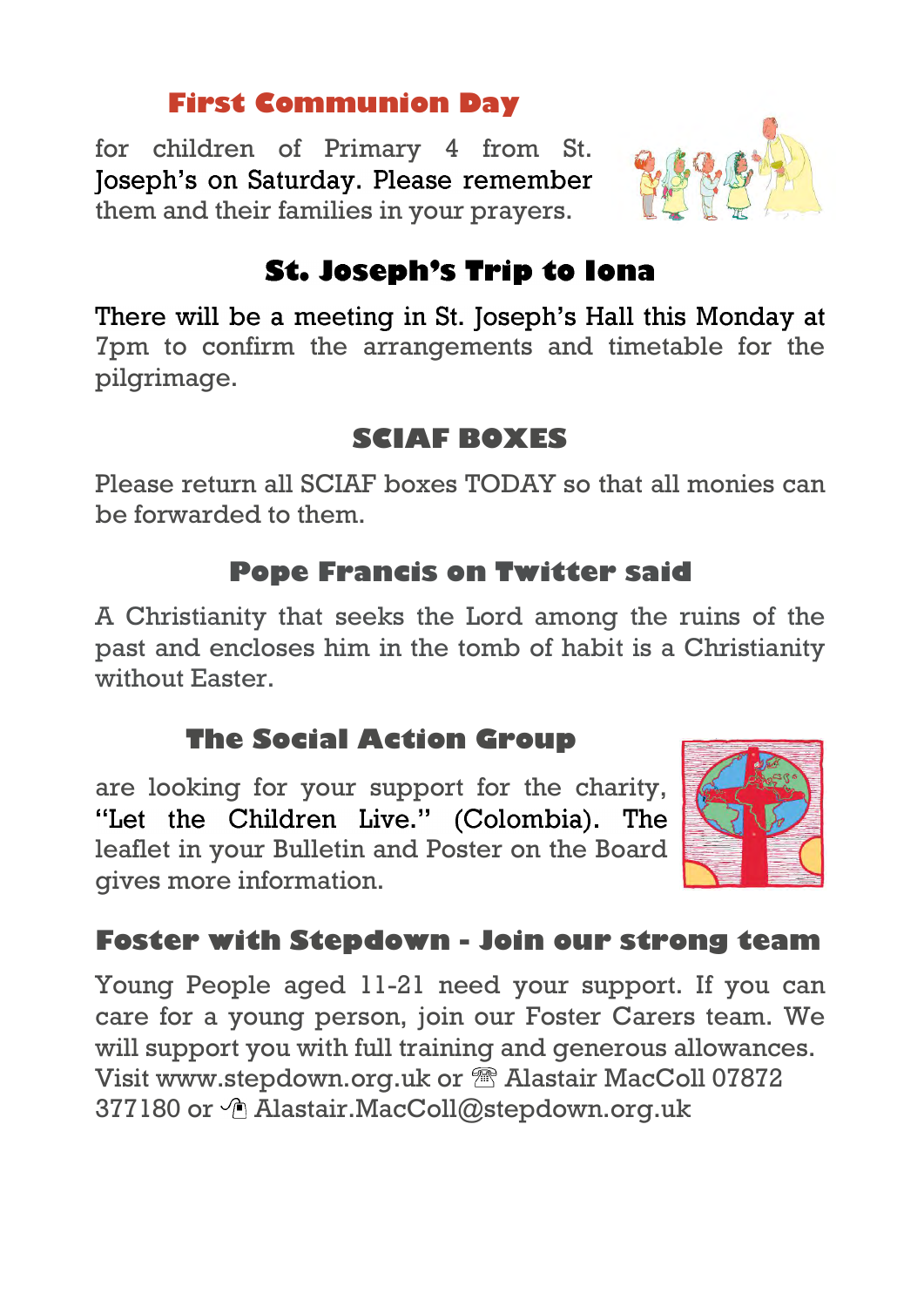## First Communion Day

for children of Primary 4 from St. Joseph's on Saturday. Please remember them and their families in your prayers.

## St. Joseph's Trip to Iona

There will be a meeting in St. Joseph's Hall this Monday at 7pm to confirm the arrangements and timetable for the pilgrimage.

## SCIAF BOXES

Please return all SCIAF boxes TODAY so that all monies can be forwarded to them.

## Pope Francis on Twitter said

A Christianity that seeks the Lord among the ruins of the past and encloses him in the tomb of habit is a Christianity without Easter.

## The Social Action Group

are looking for your support for the charity, "Let the Children Live." (Colombia). The leaflet in your Bulletin and Poster on the Board gives more information.

## Foster with Stepdown - Join our strong team

Young People aged 11-21 need your support. If you can care for a young person, join our Foster Carers team. We will support you with full training and generous allowances. Visit www.stepdown.org.uk or ☏ Alastair MacColl 07872 377180 or Alastair.MacColl@stepdown.org.uk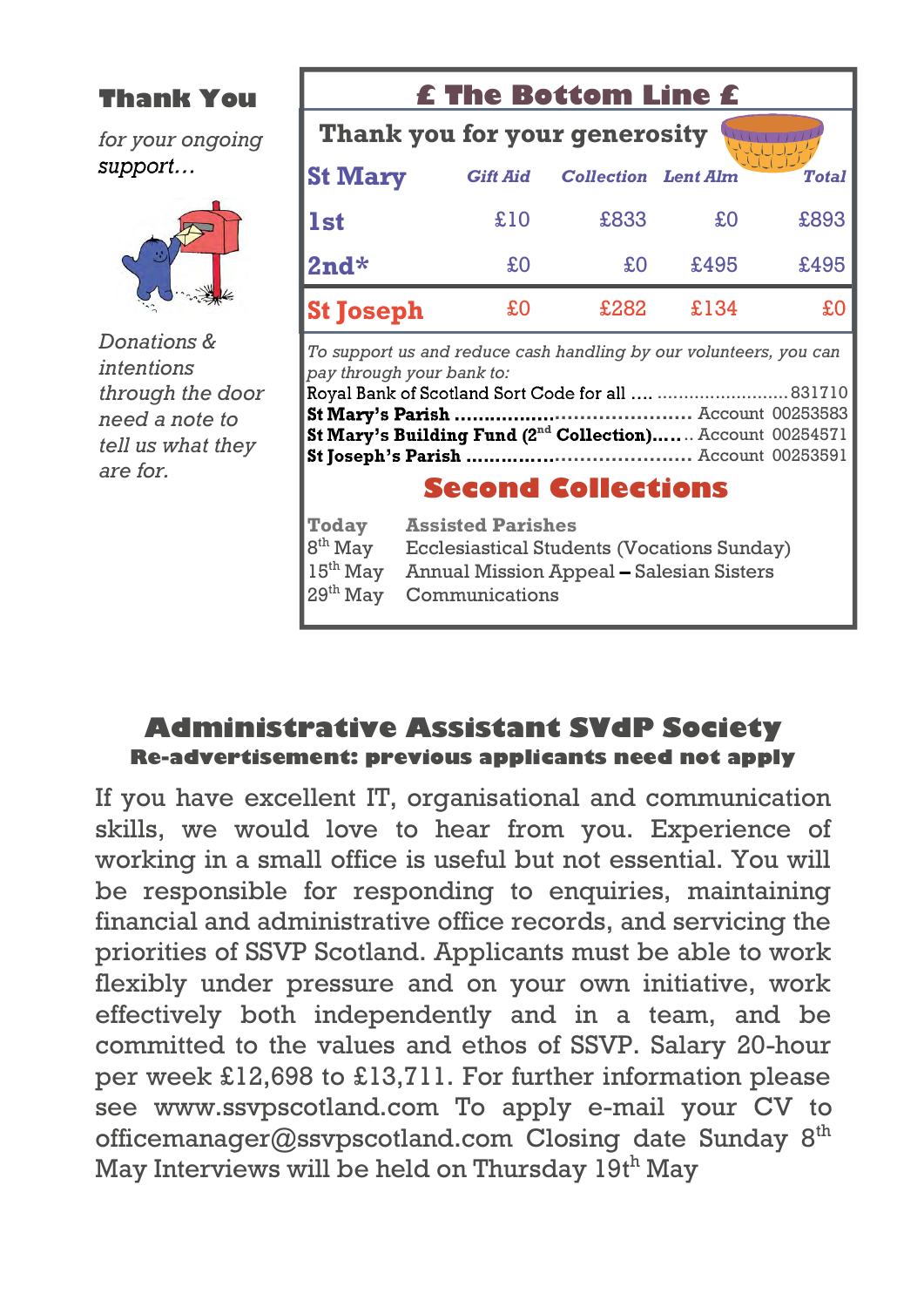## Thank You

*for your ongoing support…*

*Donations & intentions through the door need a note to tell us what they are for.*

## £ The Bottom Line £

**Thank you for your generosity**

| St Mary | *Gift Aid* | *Collection* | *Lent Alm* | *Total* |
|---|---|---|---|---|
| **1st** | £10 | £833 | £0 | £893 |
| **2nd*** | £0 | £0 | £495 | £495 |
| **St Joseph** | £0 | £282 | £134 | £0 |

*To support us and reduce cash handling by our volunteers, you can pay through your bank to:*

Royal Bank of Scotland Sort Code for all .... ......................... 831710
**St Mary's Parish** ......................................... Account 00253583
**St Mary's Building Fund (2nd Collection)**...... Account 00254571
**St Joseph's Parish** ...................................... Account 00253591

## Second Collections

| | |
|---|---|
| **Today** | **Assisted Parishes** |
| 8th May | Ecclesiastical Students (Vocations Sunday) |
| 15th May | Annual Mission Appeal – Salesian Sisters |
| 29th May | Communications |

## Administrative Assistant SVdP Society

**Re-advertisement: previous applicants need not apply**

If you have excellent IT, organisational and communication skills, we would love to hear from you. Experience of working in a small office is useful but not essential. You will be responsible for responding to enquiries, maintaining financial and administrative office records, and servicing the priorities of SSVP Scotland. Applicants must be able to work flexibly under pressure and on your own initiative, work effectively both independently and in a team, and be committed to the values and ethos of SSVP. Salary 20-hour per week £12,698 to £13,711. For further information please see www.ssvpscotland.com To apply e-mail your CV to officemanager@ssvpscotland.com Closing date Sunday 8th May Interviews will be held on Thursday 19th May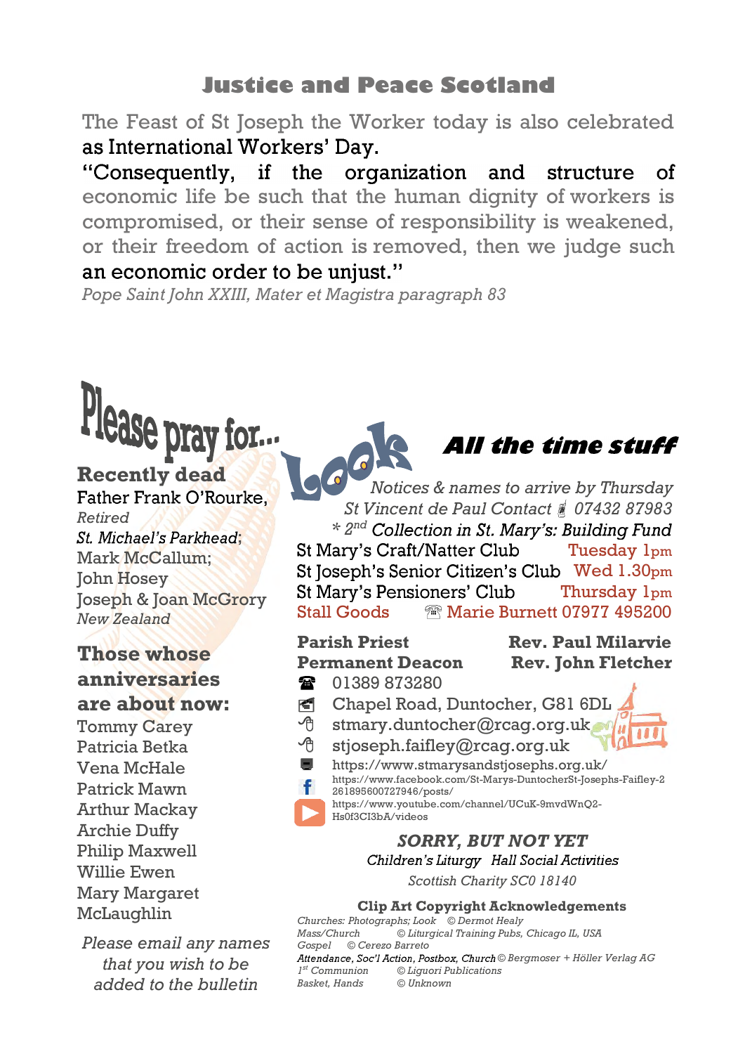## Justice and Peace Scotland

The Feast of St Joseph the Worker today is also celebrated as International Workers' Day.

"Consequently, if the organization and structure of economic life be such that the human dignity of workers is compromised, or their sense of responsibility is weakened, or their freedom of action is removed, then we judge such an economic order to be unjust."

*Pope Saint John XXIII, Mater et Magistra paragraph 83*

## Please pray for...

### Recently dead

Father Frank O'Rourke,
*Retired*
*St. Michael's Parkhead*;
Mark McCallum;
John Hosey
Joseph & Joan McGrory
*New Zealand*

### Those whose anniversaries are about now:

Tommy Carey
Patricia Betka
Vena McHale
Patrick Mawn
Arthur Mackay
Archie Duffy
Philip Maxwell
Willie Ewen
Mary Margaret McLaughlin

*Please email any names that you wish to be added to the bulletin*

## Look — All the time stuff

*Notices & names to arrive by Thursday*
*St Vincent de Paul Contact 07432 87983*
*\* 2nd Collection in St. Mary's: Building Fund*

| | |
|---|---|
| St Mary's Craft/Natter Club | Tuesday 1pm |
| St Joseph's Senior Citizen's Club | Wed 1.30pm |
| St Mary's Pensioners' Club | Thursday 1pm |
| Stall Goods | Marie Burnett 07977 495200 |

| | |
|---|---|
| **Parish Priest** | **Rev. Paul Milarvie** |
| **Permanent Deacon** | **Rev. John Fletcher** |

01389 873280
Chapel Road, Duntocher, G81 6DL
stmary.duntocher@rcag.org.uk
stjoseph.faifley@rcag.org.uk
https://www.stmarysandstjosephs.org.uk/
https://www.facebook.com/St-Marys-DuntocherSt-Josephs-Faifley-2261895600727946/posts/
https://www.youtube.com/channel/UCuK-9mvdWnQ2-Hs0f3CI3bA/videos

***SORRY, BUT NOT YET***
*Children's Liturgy Hall Social Activities*
*Scottish Charity SC0 18140*

**Clip Art Copyright Acknowledgements**

*Churches: Photographs; Look © Dermot Healy*
*Mass/Church © Liturgical Training Pubs, Chicago IL, USA*
*Gospel © Cerezo Barreto*
*Attendance, Soc'l Action, Postbox, Church © Bergmoser + Höller Verlag AG*
*1st Communion © Liguori Publications*
*Basket, Hands © Unknown*